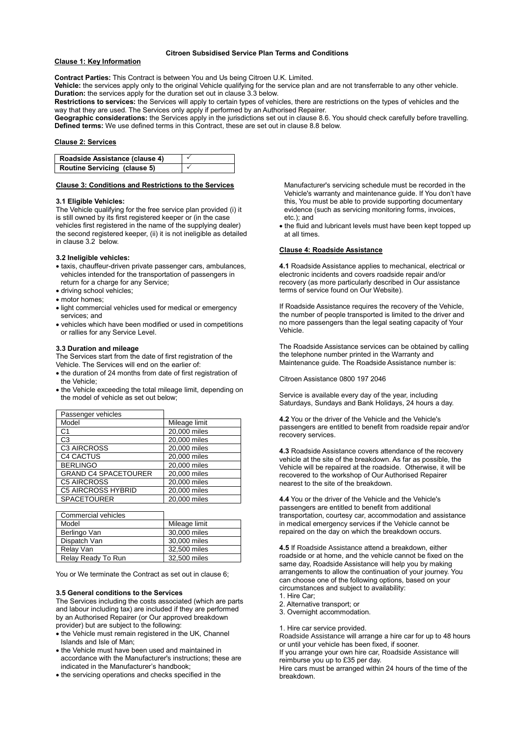# Citroen Subsidised Service Plan Terms and Conditions

## Clause 1: Key Information

**Contract Parties:** This Contract is between You and Us being Citroen U.K. Limited.

**Vehicle:** the services apply only to the original Vehicle qualifying for the service plan and are not transferrable to any other vehicle.

**Duration:** the services apply for the duration set out in clause 3.3 below.

**Restrictions to services:** the Services will apply to certain types of vehicles, there are restrictions on the types of vehicles and the way that they are used. The Services only apply if performed by an Authorised Repairer.

**Geographic considerations:** the Services apply in the jurisdictions set out in clause 8.6. You should check carefully before travelling.

**Defined terms:** We use defined terms in this Contract, these are set out in clause 8.8 below.

## Clause 2: Services

| Roadside Assistance (clause 4) | ✓ |
|---|---|
| Routine Servicing (clause 5) | ✓ |

## Clause 3: Conditions and Restrictions to the Services

### 3.1 Eligible Vehicles:

The Vehicle qualifying for the free service plan provided (i) it is still owned by its first registered keeper or (in the case vehicles first registered in the name of the supplying dealer) the second registered keeper, (ii) it is not ineligible as detailed in clause 3.2 below.

### 3.2 Ineligible vehicles:

- taxis, chauffeur-driven private passenger cars, ambulances, vehicles intended for the transportation of passengers in return for a charge for any Service;
- driving school vehicles;
- motor homes;
- light commercial vehicles used for medical or emergency services; and
- vehicles which have been modified or used in competitions or rallies for any Service Level.

### 3.3 Duration and mileage

The Services start from the date of first registration of the Vehicle. The Services will end on the earlier of:

- the duration of 24 months from date of first registration of the Vehicle;
- the Vehicle exceeding the total mileage limit, depending on the model of vehicle as set out below;

| Passenger vehicles | |
|---|---|
| Model | Mileage limit |
| C1 | 20,000 miles |
| C3 | 20,000 miles |
| C3 AIRCROSS | 20,000 miles |
| C4 CACTUS | 20,000 miles |
| BERLINGO | 20,000 miles |
| GRAND C4 SPACETOURER | 20,000 miles |
| C5 AIRCROSS | 20,000 miles |
| C5 AIRCROSS HYBRID | 20,000 miles |
| SPACETOURER | 20,000 miles |

| Commercial vehicles | |
|---|---|
| Model | Mileage limit |
| Berlingo Van | 30,000 miles |
| Dispatch Van | 30,000 miles |
| Relay Van | 32,500 miles |
| Relay Ready To Run | 32,500 miles |

You or We terminate the Contract as set out in clause 6;

### 3.5 General conditions to the Services

The Services including the costs associated (which are parts and labour including tax) are included if they are performed by an Authorised Repairer (or Our approved breakdown provider) but are subject to the following:

- the Vehicle must remain registered in the UK, Channel Islands and Isle of Man;
- the Vehicle must have been used and maintained in accordance with the Manufacturer's instructions; these are indicated in the Manufacturer's handbook;
- the servicing operations and checks specified in the Manufacturer's servicing schedule must be recorded in the Vehicle's warranty and maintenance guide. If You don't have this, You must be able to provide supporting documentary evidence (such as servicing monitoring forms, invoices, etc.); and
- the fluid and lubricant levels must have been kept topped up at all times.

## Clause 4: Roadside Assistance

**4.1** Roadside Assistance applies to mechanical, electrical or electronic incidents and covers roadside repair and/or recovery (as more particularly described in Our assistance terms of service found on Our Website).

If Roadside Assistance requires the recovery of the Vehicle, the number of people transported is limited to the driver and no more passengers than the legal seating capacity of Your Vehicle.

The Roadside Assistance services can be obtained by calling the telephone number printed in the Warranty and Maintenance guide. The Roadside Assistance number is:

Citroen Assistance 0800 197 2046

Service is available every day of the year, including Saturdays, Sundays and Bank Holidays, 24 hours a day.

**4.2** You or the driver of the Vehicle and the Vehicle's passengers are entitled to benefit from roadside repair and/or recovery services.

**4.3** Roadside Assistance covers attendance of the recovery vehicle at the site of the breakdown. As far as possible, the Vehicle will be repaired at the roadside. Otherwise, it will be recovered to the workshop of Our Authorised Repairer nearest to the site of the breakdown.

**4.4** You or the driver of the Vehicle and the Vehicle's passengers are entitled to benefit from additional transportation, courtesy car, accommodation and assistance in medical emergency services if the Vehicle cannot be repaired on the day on which the breakdown occurs.

**4.5** If Roadside Assistance attend a breakdown, either roadside or at home, and the vehicle cannot be fixed on the same day, Roadside Assistance will help you by making arrangements to allow the continuation of your journey. You can choose one of the following options, based on your circumstances and subject to availability:

1. Hire Car;
2. Alternative transport; or
3. Overnight accommodation.

1. Hire car service provided.

Roadside Assistance will arrange a hire car for up to 48 hours or until your vehicle has been fixed, if sooner.

If you arrange your own hire car, Roadside Assistance will reimburse you up to £35 per day.

Hire cars must be arranged within 24 hours of the time of the breakdown.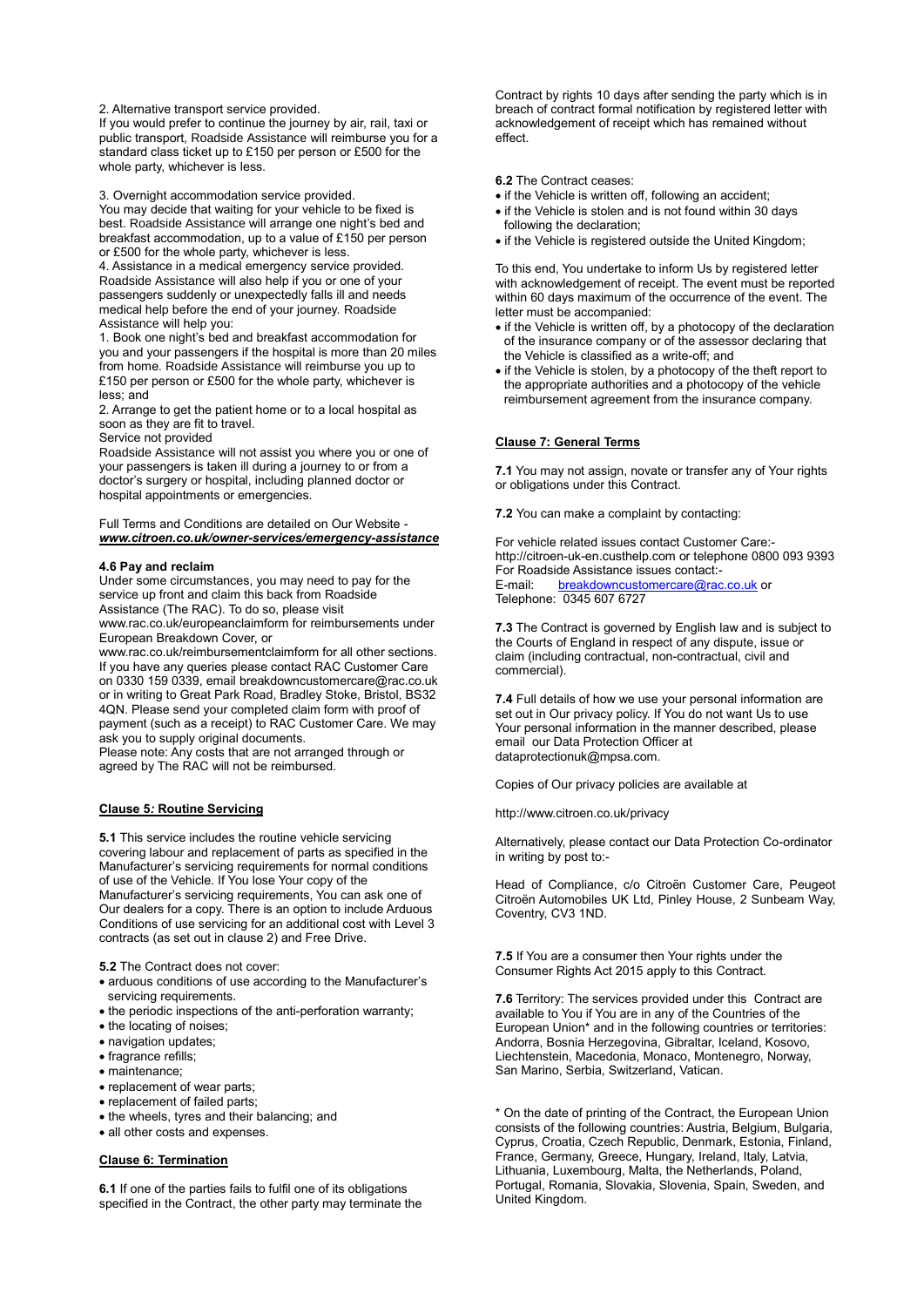2. Alternative transport service provided.
If you would prefer to continue the journey by air, rail, taxi or public transport, Roadside Assistance will reimburse you for a standard class ticket up to £150 per person or £500 for the whole party, whichever is less.

3. Overnight accommodation service provided.
You may decide that waiting for your vehicle to be fixed is best. Roadside Assistance will arrange one night's bed and breakfast accommodation, up to a value of £150 per person or £500 for the whole party, whichever is less.
4. Assistance in a medical emergency service provided.
Roadside Assistance will also help if you or one of your passengers suddenly or unexpectedly falls ill and needs medical help before the end of your journey. Roadside Assistance will help you:
1. Book one night's bed and breakfast accommodation for you and your passengers if the hospital is more than 20 miles from home. Roadside Assistance will reimburse you up to £150 per person or £500 for the whole party, whichever is less; and
2. Arrange to get the patient home or to a local hospital as soon as they are fit to travel.
Service not provided
Roadside Assistance will not assist you where you or one of your passengers is taken ill during a journey to or from a doctor's surgery or hospital, including planned doctor or hospital appointments or emergencies.

Full Terms and Conditions are detailed on Our Website - ***www.citroen.co.uk/owner-services/emergency-assistance***

**4.6 Pay and reclaim**
Under some circumstances, you may need to pay for the service up front and claim this back from Roadside Assistance (The RAC). To do so, please visit www.rac.co.uk/europeanclaimform for reimbursements under European Breakdown Cover, or www.rac.co.uk/reimbursementclaimform for all other sections. If you have any queries please contact RAC Customer Care on 0330 159 0339, email breakdowncustomercare@rac.co.uk or in writing to Great Park Road, Bradley Stoke, Bristol, BS32 4QN. Please send your completed claim form with proof of payment (such as a receipt) to RAC Customer Care. We may ask you to supply original documents.
Please note: Any costs that are not arranged through or agreed by The RAC will not be reimbursed.

## Clause 5: Routine Servicing

**5.1** This service includes the routine vehicle servicing covering labour and replacement of parts as specified in the Manufacturer's servicing requirements for normal conditions of use of the Vehicle. If You lose Your copy of the Manufacturer's servicing requirements, You can ask one of Our dealers for a copy. There is an option to include Arduous Conditions of use servicing for an additional cost with Level 3 contracts (as set out in clause 2) and Free Drive.

**5.2** The Contract does not cover:
- arduous conditions of use according to the Manufacturer's servicing requirements.
- the periodic inspections of the anti-perforation warranty;
- the locating of noises;
- navigation updates;
- fragrance refills;
- maintenance;
- replacement of wear parts;
- replacement of failed parts;
- the wheels, tyres and their balancing; and
- all other costs and expenses.

## Clause 6: Termination

**6.1** If one of the parties fails to fulfil one of its obligations specified in the Contract, the other party may terminate the Contract by rights 10 days after sending the party which is in breach of contract formal notification by registered letter with acknowledgement of receipt which has remained without effect.

**6.2** The Contract ceases:
- if the Vehicle is written off, following an accident;
- if the Vehicle is stolen and is not found within 30 days following the declaration;
- if the Vehicle is registered outside the United Kingdom;

To this end, You undertake to inform Us by registered letter with acknowledgement of receipt. The event must be reported within 60 days maximum of the occurrence of the event. The letter must be accompanied:
- if the Vehicle is written off, by a photocopy of the declaration of the insurance company or of the assessor declaring that the Vehicle is classified as a write-off; and
- if the Vehicle is stolen, by a photocopy of the theft report to the appropriate authorities and a photocopy of the vehicle reimbursement agreement from the insurance company.

## Clause 7: General Terms

**7.1** You may not assign, novate or transfer any of Your rights or obligations under this Contract.

**7.2** You can make a complaint by contacting:

For vehicle related issues contact Customer Care:-
http://citroen-uk-en.custhelp.com or telephone 0800 093 9393
For Roadside Assistance issues contact:-
E-mail: breakdowncustomercare@rac.co.uk or
Telephone: 0345 607 6727

**7.3** The Contract is governed by English law and is subject to the Courts of England in respect of any dispute, issue or claim (including contractual, non-contractual, civil and commercial).

**7.4** Full details of how we use your personal information are set out in Our privacy policy. If You do not want Us to use Your personal information in the manner described, please email our Data Protection Officer at dataprotectionuk@mpsa.com.

Copies of Our privacy policies are available at

http://www.citroen.co.uk/privacy

Alternatively, please contact our Data Protection Co-ordinator in writing by post to:-

Head of Compliance, c/o Citroën Customer Care, Peugeot Citroën Automobiles UK Ltd, Pinley House, 2 Sunbeam Way, Coventry, CV3 1ND.

**7.5** If You are a consumer then Your rights under the Consumer Rights Act 2015 apply to this Contract.

**7.6** Territory: The services provided under this Contract are available to You if You are in any of the Countries of the European Union* and in the following countries or territories: Andorra, Bosnia Herzegovina, Gibraltar, Iceland, Kosovo, Liechtenstein, Macedonia, Monaco, Montenegro, Norway, San Marino, Serbia, Switzerland, Vatican.

* On the date of printing of the Contract, the European Union consists of the following countries: Austria, Belgium, Bulgaria, Cyprus, Croatia, Czech Republic, Denmark, Estonia, Finland, France, Germany, Greece, Hungary, Ireland, Italy, Latvia, Lithuania, Luxembourg, Malta, the Netherlands, Poland, Portugal, Romania, Slovakia, Slovenia, Spain, Sweden, and United Kingdom.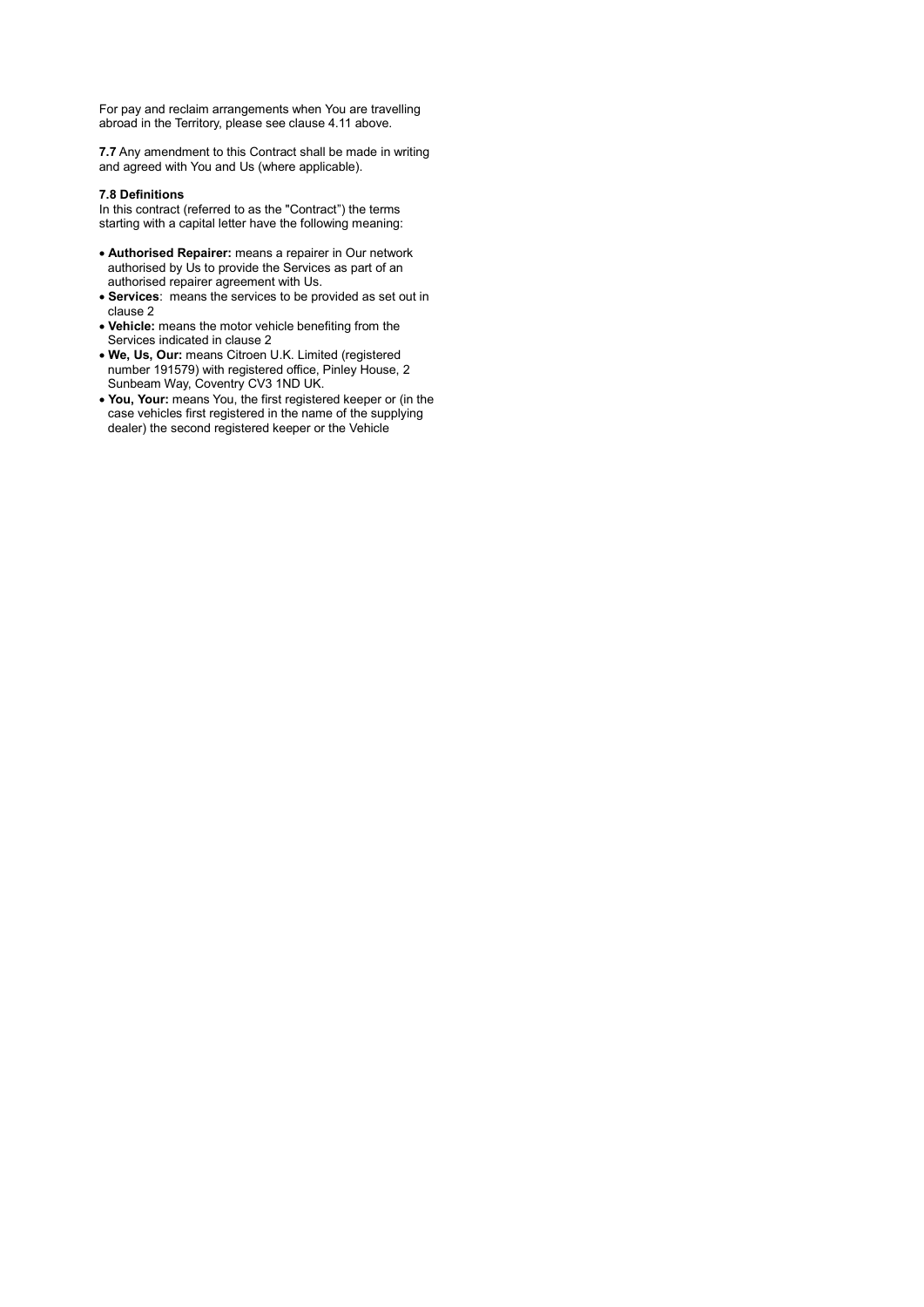For pay and reclaim arrangements when You are travelling abroad in the Territory, please see clause 4.11 above.

**7.7** Any amendment to this Contract shall be made in writing and agreed with You and Us (where applicable).

**7.8 Definitions**

In this contract (referred to as the "Contract") the terms starting with a capital letter have the following meaning:

- **Authorised Repairer:** means a repairer in Our network authorised by Us to provide the Services as part of an authorised repairer agreement with Us.
- **Services**: means the services to be provided as set out in clause 2
- **Vehicle:** means the motor vehicle benefiting from the Services indicated in clause 2
- **We, Us, Our:** means Citroen U.K. Limited (registered number 191579) with registered office, Pinley House, 2 Sunbeam Way, Coventry CV3 1ND UK.
- **You, Your:** means You, the first registered keeper or (in the case vehicles first registered in the name of the supplying dealer) the second registered keeper or the Vehicle